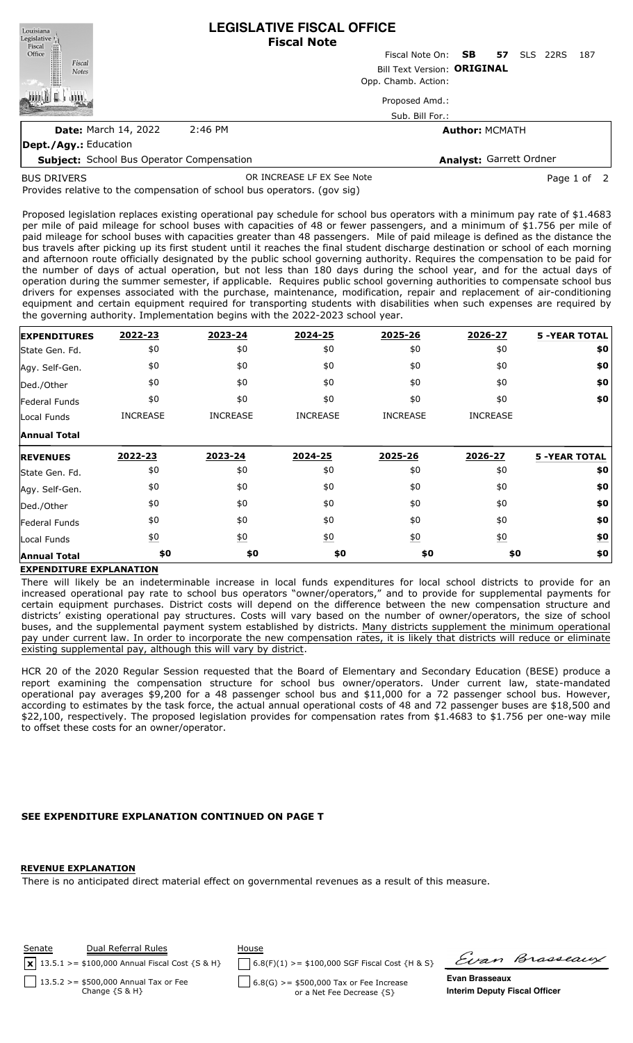# LEGISLATIVE FISCAL OFFICE
## Fiscal Note

Fiscal Note On: **SB 57** SLS 22RS 187

Bill Text Version: **ORIGINAL**

Opp. Chamb. Action:

Proposed Amd.:

Sub. Bill For.:

**Date:** March 14, 2022 2:46 PM

**Author:** MCMATH

**Dept./Agy.:** Education

**Subject:** School Bus Operator Compensation

**Analyst:** Garrett Ordner

BUS DRIVERS OR INCREASE LF EX See Note

Provides relative to the compensation of school bus operators. (gov sig)

Proposed legislation replaces existing operational pay schedule for school bus operators with a minimum pay rate of $1.4683 per mile of paid mileage for school buses with capacities of 48 or fewer passengers, and a minimum of $1.756 per mile of paid mileage for school buses with capacities greater than 48 passengers. Mile of paid mileage is defined as the distance the bus travels after picking up its first student until it reaches the final student discharge destination or school of each morning and afternoon route officially designated by the public school governing authority. Requires the compensation to be paid for the number of days of actual operation, but not less than 180 days during the school year, and for the actual days of operation during the summer semester, if applicable. Requires public school governing authorities to compensate school bus drivers for expenses associated with the purchase, maintenance, modification, repair and replacement of air-conditioning equipment and certain equipment required for transporting students with disabilities when such expenses are required by the governing authority. Implementation begins with the 2022-2023 school year.

| EXPENDITURES | 2022-23 | 2023-24 | 2024-25 | 2025-26 | 2026-27 | 5 -YEAR TOTAL |
|---|---|---|---|---|---|---|
| State Gen. Fd. | $0 | $0 | $0 | $0 | $0 | $0 |
| Agy. Self-Gen. | $0 | $0 | $0 | $0 | $0 | $0 |
| Ded./Other | $0 | $0 | $0 | $0 | $0 | $0 |
| Federal Funds | $0 | $0 | $0 | $0 | $0 | $0 |
| Local Funds | INCREASE | INCREASE | INCREASE | INCREASE | INCREASE | |
| **Annual Total** | | | | | | |

| REVENUES | 2022-23 | 2023-24 | 2024-25 | 2025-26 | 2026-27 | 5 -YEAR TOTAL |
|---|---|---|---|---|---|---|
| State Gen. Fd. | $0 | $0 | $0 | $0 | $0 | $0 |
| Agy. Self-Gen. | $0 | $0 | $0 | $0 | $0 | $0 |
| Ded./Other | $0 | $0 | $0 | $0 | $0 | $0 |
| Federal Funds | $0 | $0 | $0 | $0 | $0 | $0 |
| Local Funds | $0 | $0 | $0 | $0 | $0 | $0 |
| **Annual Total** | $0 | $0 | $0 | $0 | $0 | $0 |

**EXPENDITURE EXPLANATION**

There will likely be an indeterminable increase in local funds expenditures for local school districts to provide for an increased operational pay rate to school bus operators "owner/operators," and to provide for supplemental payments for certain equipment purchases. District costs will depend on the difference between the new compensation structure and districts' existing operational pay structures. Costs will vary based on the number of owner/operators, the size of school buses, and the supplemental payment system established by districts. Many districts supplement the minimum operational pay under current law. In order to incorporate the new compensation rates, it is likely that districts will reduce or eliminate existing supplemental pay, although this will vary by district.

HCR 20 of the 2020 Regular Session requested that the Board of Elementary and Secondary Education (BESE) produce a report examining the compensation structure for school bus owner/operators. Under current law, state-mandated operational pay averages $9,200 for a 48 passenger school bus and $11,000 for a 72 passenger school bus. However, according to estimates by the task force, the actual annual operational costs of 48 and 72 passenger buses are $18,500 and $22,100, respectively. The proposed legislation provides for compensation rates from $1.4683 to $1.756 per one-way mile to offset these costs for an owner/operator.

**SEE EXPENDITURE EXPLANATION CONTINUED ON PAGE T**

**REVENUE EXPLANATION**

There is no anticipated direct material effect on governmental revenues as a result of this measure.

| Senate | Dual Referral Rules | House |
|---|---|---|
| [x] 13.5.1 >= $100,000 Annual Fiscal Cost {S & H} | | [ ] 6.8(F)(1) >= $100,000 SGF Fiscal Cost {H & S} |
| [ ] 13.5.2 >= $500,000 Annual Tax or Fee Change {S & H} | | [ ] 6.8(G) >= $500,000 Tax or Fee Increase or a Net Fee Decrease {S} |

**Evan Brasseaux**
**Interim Deputy Fiscal Officer**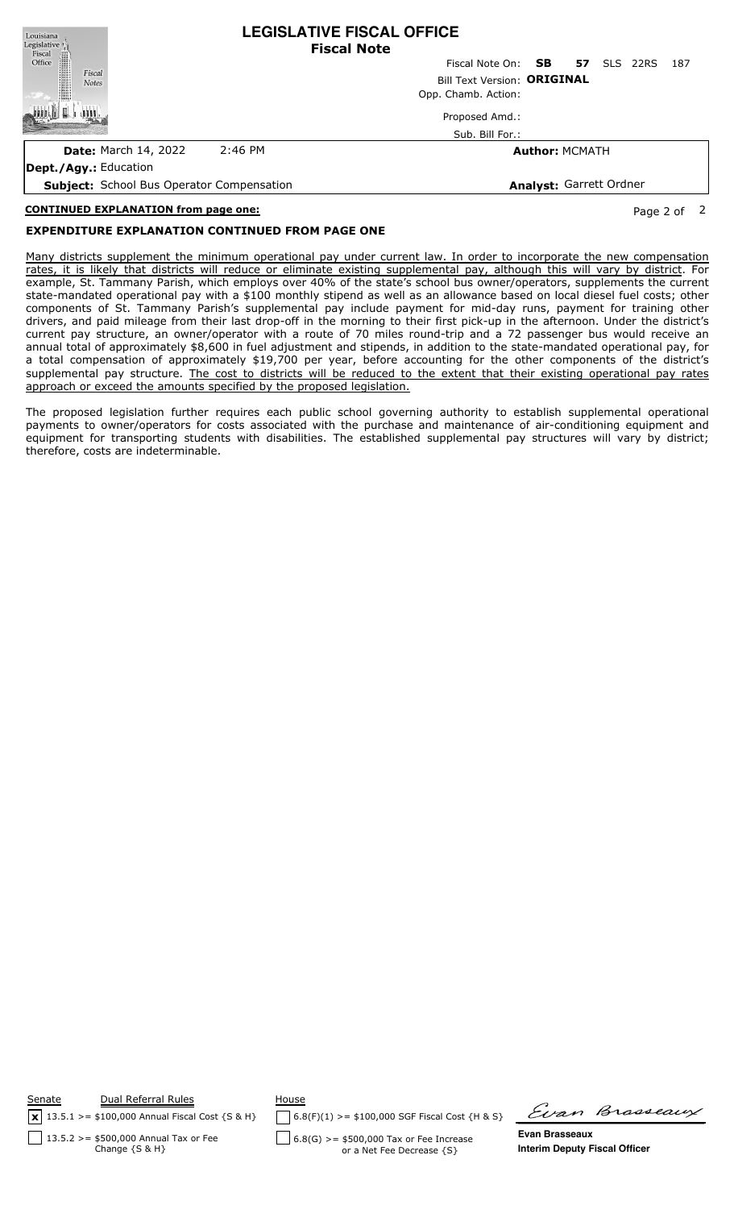# LEGISLATIVE FISCAL OFFICE
**Fiscal Note**

Fiscal Note On: **SB 57** SLS 22RS 187

Bill Text Version: **ORIGINAL**

Opp. Chamb. Action:

Proposed Amd.:

Sub. Bill For.:

**Date:** March 14, 2022 2:46 PM

**Author:** MCMATH

**Dept./Agy.:** Education

**Subject:** School Bus Operator Compensation

**Analyst:** Garrett Ordner

**CONTINUED EXPLANATION from page one:**

**EXPENDITURE EXPLANATION CONTINUED FROM PAGE ONE**

Many districts supplement the minimum operational pay under current law. In order to incorporate the new compensation rates, it is likely that districts will reduce or eliminate existing supplemental pay, although this will vary by district. For example, St. Tammany Parish, which employs over 40% of the state's school bus owner/operators, supplements the current state-mandated operational pay with a $100 monthly stipend as well as an allowance based on local diesel fuel costs; other components of St. Tammany Parish's supplemental pay include payment for mid-day runs, payment for training other drivers, and paid mileage from their last drop-off in the morning to their first pick-up in the afternoon. Under the district's current pay structure, an owner/operator with a route of 70 miles round-trip and a 72 passenger bus would receive an annual total of approximately $8,600 in fuel adjustment and stipends, in addition to the state-mandated operational pay, for a total compensation of approximately $19,700 per year, before accounting for the other components of the district's supplemental pay structure. The cost to districts will be reduced to the extent that their existing operational pay rates approach or exceed the amounts specified by the proposed legislation.

The proposed legislation further requires each public school governing authority to establish supplemental operational payments to owner/operators for costs associated with the purchase and maintenance of air-conditioning equipment and equipment for transporting students with disabilities. The established supplemental pay structures will vary by district; therefore, costs are indeterminable.

| Senate | Dual Referral Rules | House |
|---|---|---|
| [x] | 13.5.1 >= $100,000 Annual Fiscal Cost {S & H} | [ ] 6.8(F)(1) >= $100,000 SGF Fiscal Cost {H & S} |
| [ ] | 13.5.2 >= $500,000 Annual Tax or Fee Change {S & H} | [ ] 6.8(G) >= $500,000 Tax or Fee Increase or a Net Fee Decrease {S} |

Evan Brasseaux

**Evan Brasseaux**
**Interim Deputy Fiscal Officer**